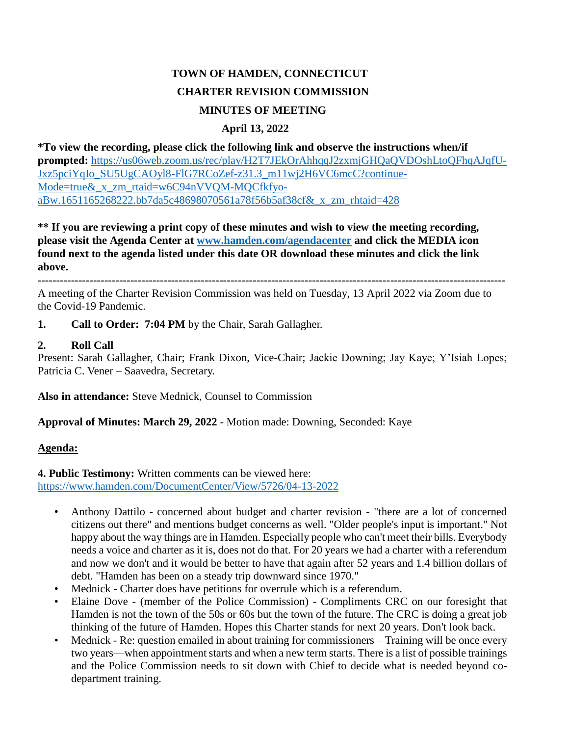# TOWN OF HAMDEN, CONNECTICUT

## CHARTER REVISION COMMISSION

## MINUTES OF MEETING

**April 13, 2022**

**\*To view the recording, please click the following link and observe the instructions when/if prompted:** https://us06web.zoom.us/rec/play/H2T7JEkOrAhhqqJ2zxmjGHQaQVDOshLtoQFhqAJqfU-Jxz5pciYqIo_SU5UgCAOyl8-FlG7RCoZef-z31.3_m11wj2H6VC6mcC?continue-Mode=true&_x_zm_rtaid=w6C94nVVQM-MQCfkfyo-aBw.1651165268222.bb7da5c48698070561a78f56b5af38cf&_x_zm_rhtaid=428

**\*\* If you are reviewing a print copy of these minutes and wish to view the meeting recording, please visit the Agenda Center at www.hamden.com/agendacenter and click the MEDIA icon found next to the agenda listed under this date OR download these minutes and click the link above.**

---

A meeting of the Charter Revision Commission was held on Tuesday, 13 April 2022 via Zoom due to the Covid-19 Pandemic.

**1. Call to Order: 7:04 PM** by the Chair, Sarah Gallagher.

**2. Roll Call**

Present: Sarah Gallagher, Chair; Frank Dixon, Vice-Chair; Jackie Downing; Jay Kaye; Y'Isiah Lopes; Patricia C. Vener – Saavedra, Secretary.

**Also in attendance:** Steve Mednick, Counsel to Commission

**Approval of Minutes: March 29, 2022** - Motion made: Downing, Seconded: Kaye

**Agenda:**

**4. Public Testimony:** Written comments can be viewed here: https://www.hamden.com/DocumentCenter/View/5726/04-13-2022

- Anthony Dattilo - concerned about budget and charter revision - "there are a lot of concerned citizens out there" and mentions budget concerns as well. "Older people's input is important." Not happy about the way things are in Hamden. Especially people who can't meet their bills. Everybody needs a voice and charter as it is, does not do that. For 20 years we had a charter with a referendum and now we don't and it would be better to have that again after 52 years and 1.4 billion dollars of debt. "Hamden has been on a steady trip downward since 1970."
- Mednick - Charter does have petitions for overrule which is a referendum.
- Elaine Dove - (member of the Police Commission) - Compliments CRC on our foresight that Hamden is not the town of the 50s or 60s but the town of the future. The CRC is doing a great job thinking of the future of Hamden. Hopes this Charter stands for next 20 years. Don't look back.
- Mednick - Re: question emailed in about training for commissioners – Training will be once every two years—when appointment starts and when a new term starts. There is a list of possible trainings and the Police Commission needs to sit down with Chief to decide what is needed beyond co-department training.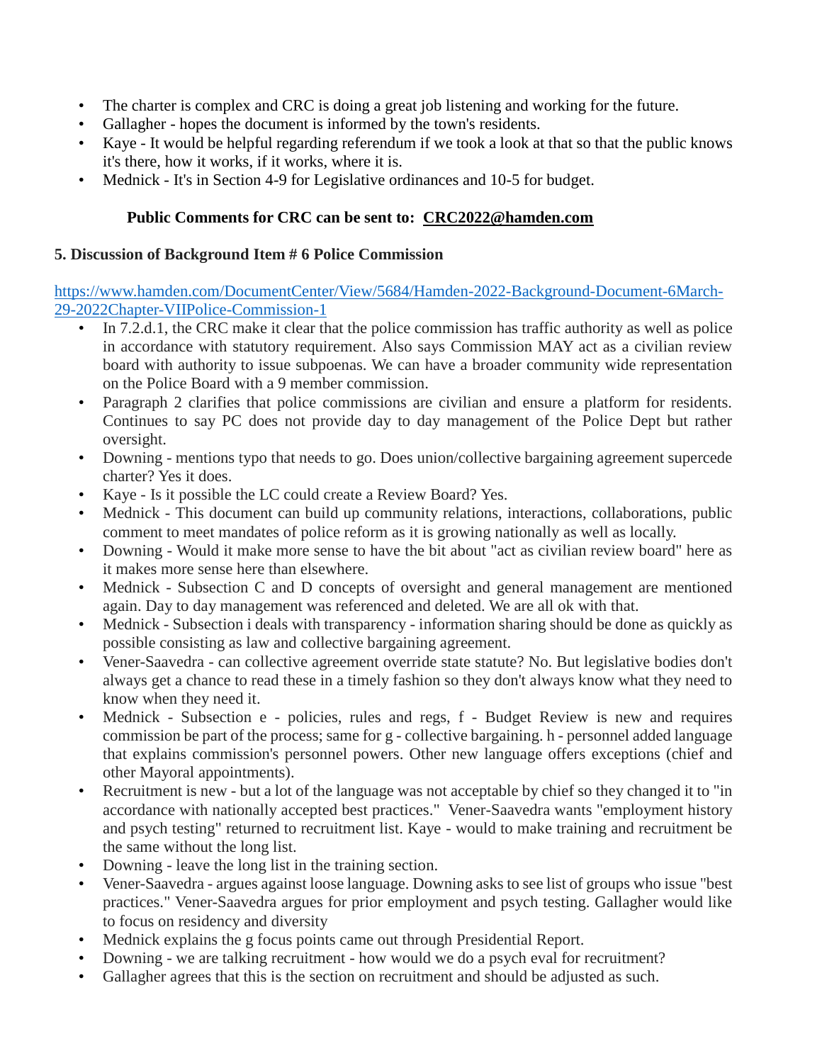- The charter is complex and CRC is doing a great job listening and working for the future.
- Gallagher - hopes the document is informed by the town's residents.
- Kaye - It would be helpful regarding referendum if we took a look at that so that the public knows it's there, how it works, if it works, where it is.
- Mednick - It's in Section 4-9 for Legislative ordinances and 10-5 for budget.

**Public Comments for CRC can be sent to: CRC2022@hamden.com**

**5. Discussion of Background Item # 6 Police Commission**

https://www.hamden.com/DocumentCenter/View/5684/Hamden-2022-Background-Document-6March-29-2022Chapter-VIIPolice-Commission-1

- In 7.2.d.1, the CRC make it clear that the police commission has traffic authority as well as police in accordance with statutory requirement. Also says Commission MAY act as a civilian review board with authority to issue subpoenas. We can have a broader community wide representation on the Police Board with a 9 member commission.
- Paragraph 2 clarifies that police commissions are civilian and ensure a platform for residents. Continues to say PC does not provide day to day management of the Police Dept but rather oversight.
- Downing - mentions typo that needs to go. Does union/collective bargaining agreement supercede charter? Yes it does.
- Kaye - Is it possible the LC could create a Review Board? Yes.
- Mednick - This document can build up community relations, interactions, collaborations, public comment to meet mandates of police reform as it is growing nationally as well as locally.
- Downing - Would it make more sense to have the bit about "act as civilian review board" here as it makes more sense here than elsewhere.
- Mednick - Subsection C and D concepts of oversight and general management are mentioned again. Day to day management was referenced and deleted. We are all ok with that.
- Mednick - Subsection i deals with transparency - information sharing should be done as quickly as possible consisting as law and collective bargaining agreement.
- Vener-Saavedra - can collective agreement override state statute? No. But legislative bodies don't always get a chance to read these in a timely fashion so they don't always know what they need to know when they need it.
- Mednick - Subsection e - policies, rules and regs, f - Budget Review is new and requires commission be part of the process; same for g - collective bargaining. h - personnel added language that explains commission's personnel powers. Other new language offers exceptions (chief and other Mayoral appointments).
- Recruitment is new - but a lot of the language was not acceptable by chief so they changed it to "in accordance with nationally accepted best practices." Vener-Saavedra wants "employment history and psych testing" returned to recruitment list. Kaye - would to make training and recruitment be the same without the long list.
- Downing - leave the long list in the training section.
- Vener-Saavedra - argues against loose language. Downing asks to see list of groups who issue "best practices." Vener-Saavedra argues for prior employment and psych testing. Gallagher would like to focus on residency and diversity
- Mednick explains the g focus points came out through Presidential Report.
- Downing - we are talking recruitment - how would we do a psych eval for recruitment?
- Gallagher agrees that this is the section on recruitment and should be adjusted as such.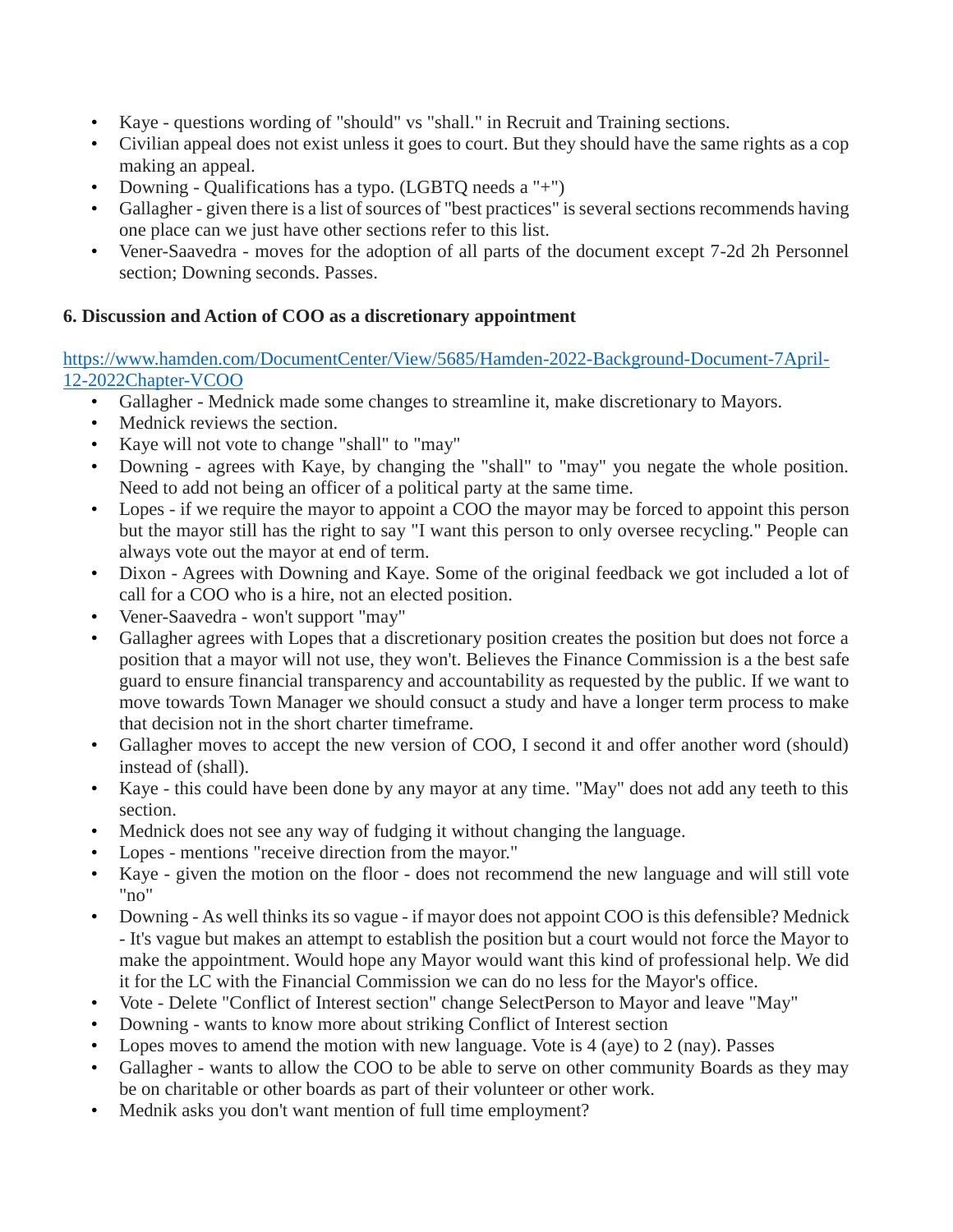- Kaye - questions wording of "should" vs "shall." in Recruit and Training sections.
- Civilian appeal does not exist unless it goes to court. But they should have the same rights as a cop making an appeal.
- Downing - Qualifications has a typo. (LGBTQ needs a "+")
- Gallagher - given there is a list of sources of "best practices" is several sections recommends having one place can we just have other sections refer to this list.
- Vener-Saavedra - moves for the adoption of all parts of the document except 7-2d 2h Personnel section; Downing seconds. Passes.

**6. Discussion and Action of COO as a discretionary appointment**

[https://www.hamden.com/DocumentCenter/View/5685/Hamden-2022-Background-Document-7April-12-2022Chapter-VCOO](https://www.hamden.com/DocumentCenter/View/5685/Hamden-2022-Background-Document-7April-12-2022Chapter-VCOO)

- Gallagher - Mednick made some changes to streamline it, make discretionary to Mayors.
- Mednick reviews the section.
- Kaye will not vote to change "shall" to "may"
- Downing - agrees with Kaye, by changing the "shall" to "may" you negate the whole position. Need to add not being an officer of a political party at the same time.
- Lopes - if we require the mayor to appoint a COO the mayor may be forced to appoint this person but the mayor still has the right to say "I want this person to only oversee recycling." People can always vote out the mayor at end of term.
- Dixon - Agrees with Downing and Kaye. Some of the original feedback we got included a lot of call for a COO who is a hire, not an elected position.
- Vener-Saavedra - won't support "may"
- Gallagher agrees with Lopes that a discretionary position creates the position but does not force a position that a mayor will not use, they won't. Believes the Finance Commission is a the best safe guard to ensure financial transparency and accountability as requested by the public. If we want to move towards Town Manager we should consuct a study and have a longer term process to make that decision not in the short charter timeframe.
- Gallagher moves to accept the new version of COO, I second it and offer another word (should) instead of (shall).
- Kaye - this could have been done by any mayor at any time. "May" does not add any teeth to this section.
- Mednick does not see any way of fudging it without changing the language.
- Lopes - mentions "receive direction from the mayor."
- Kaye - given the motion on the floor - does not recommend the new language and will still vote "no"
- Downing - As well thinks its so vague - if mayor does not appoint COO is this defensible? Mednick - It's vague but makes an attempt to establish the position but a court would not force the Mayor to make the appointment. Would hope any Mayor would want this kind of professional help. We did it for the LC with the Financial Commission we can do no less for the Mayor's office.
- Vote - Delete "Conflict of Interest section" change SelectPerson to Mayor and leave "May"
- Downing - wants to know more about striking Conflict of Interest section
- Lopes moves to amend the motion with new language. Vote is 4 (aye) to 2 (nay). Passes
- Gallagher - wants to allow the COO to be able to serve on other community Boards as they may be on charitable or other boards as part of their volunteer or other work.
- Mednik asks you don't want mention of full time employment?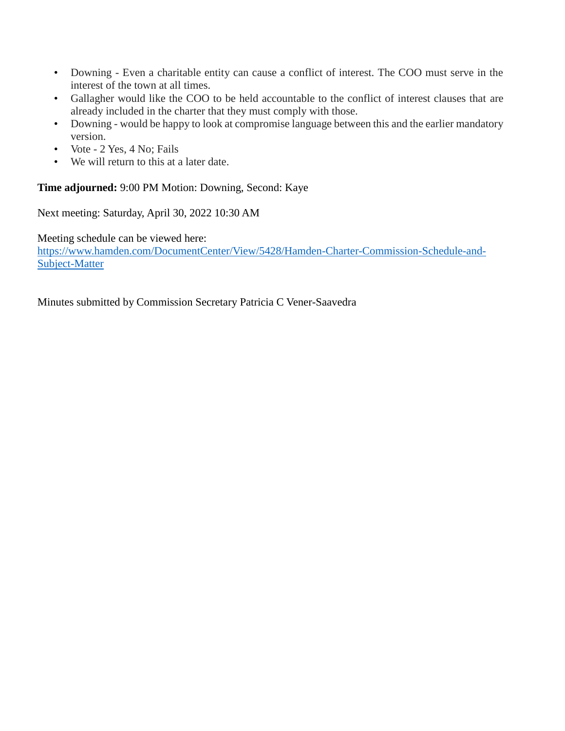- Downing - Even a charitable entity can cause a conflict of interest. The COO must serve in the interest of the town at all times.
- Gallagher would like the COO to be held accountable to the conflict of interest clauses that are already included in the charter that they must comply with those.
- Downing - would be happy to look at compromise language between this and the earlier mandatory version.
- Vote - 2 Yes, 4 No; Fails
- We will return to this at a later date.

**Time adjourned:** 9:00 PM Motion: Downing, Second: Kaye

Next meeting: Saturday, April 30, 2022 10:30 AM

Meeting schedule can be viewed here:
[https://www.hamden.com/DocumentCenter/View/5428/Hamden-Charter-Commission-Schedule-and-Subject-Matter](https://www.hamden.com/DocumentCenter/View/5428/Hamden-Charter-Commission-Schedule-and-Subject-Matter)

Minutes submitted by Commission Secretary Patricia C Vener-Saavedra